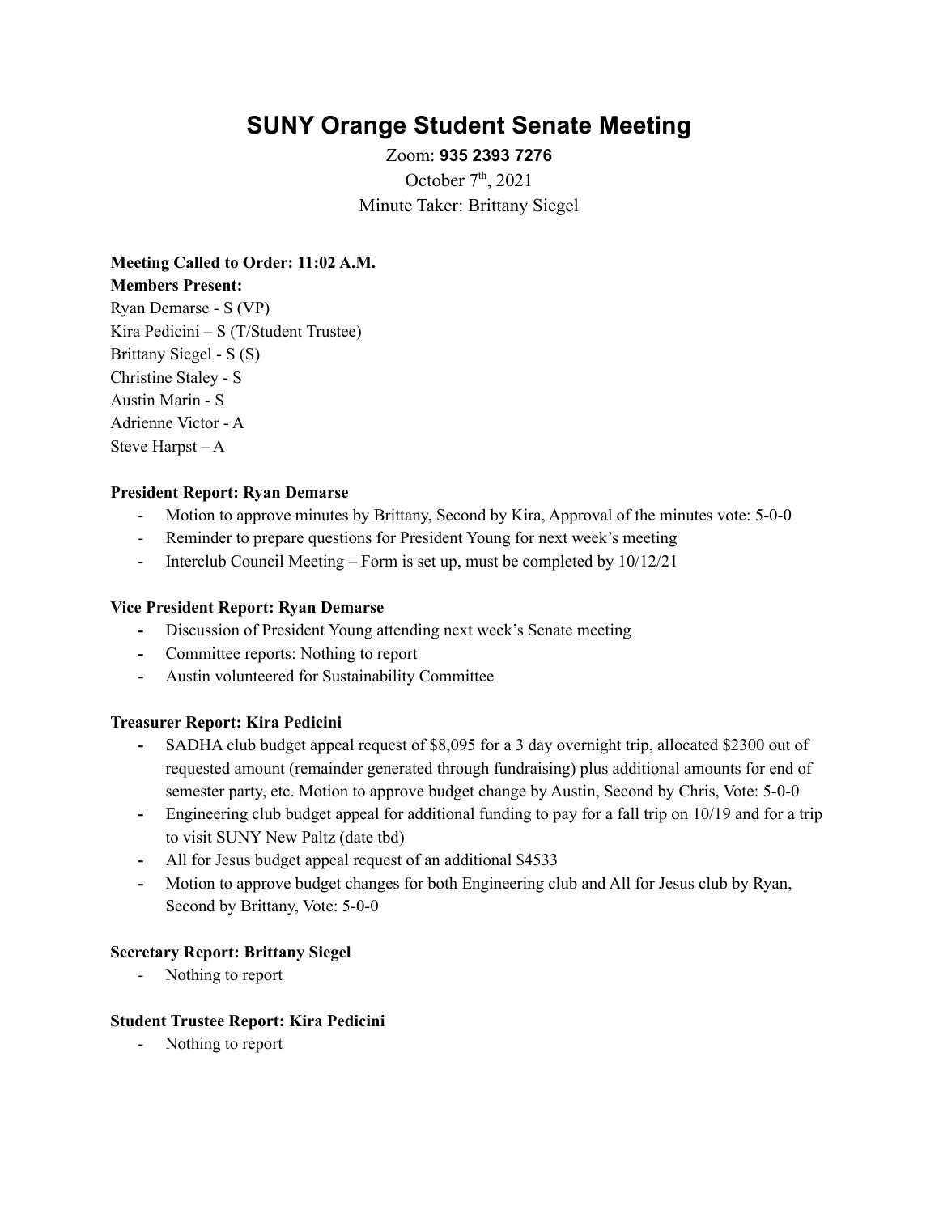# SUNY Orange Student Senate Meeting

Zoom: **935 2393 7276**

October 7th, 2021

Minute Taker: Brittany Siegel

**Meeting Called to Order: 11:02 A.M.**

**Members Present:**

Ryan Demarse - S (VP)
Kira Pedicini – S (T/Student Trustee)
Brittany Siegel - S (S)
Christine Staley - S
Austin Marin - S
Adrienne Victor - A
Steve Harpst – A

**President Report: Ryan Demarse**

- Motion to approve minutes by Brittany, Second by Kira, Approval of the minutes vote: 5-0-0
- Reminder to prepare questions for President Young for next week's meeting
- Interclub Council Meeting – Form is set up, must be completed by 10/12/21

**Vice President Report: Ryan Demarse**

- Discussion of President Young attending next week's Senate meeting
- Committee reports: Nothing to report
- Austin volunteered for Sustainability Committee

**Treasurer Report: Kira Pedicini**

- SADHA club budget appeal request of $8,095 for a 3 day overnight trip, allocated $2300 out of requested amount (remainder generated through fundraising) plus additional amounts for end of semester party, etc. Motion to approve budget change by Austin, Second by Chris, Vote: 5-0-0
- Engineering club budget appeal for additional funding to pay for a fall trip on 10/19 and for a trip to visit SUNY New Paltz (date tbd)
- All for Jesus budget appeal request of an additional $4533
- Motion to approve budget changes for both Engineering club and All for Jesus club by Ryan, Second by Brittany, Vote: 5-0-0

**Secretary Report: Brittany Siegel**

- Nothing to report

**Student Trustee Report: Kira Pedicini**

- Nothing to report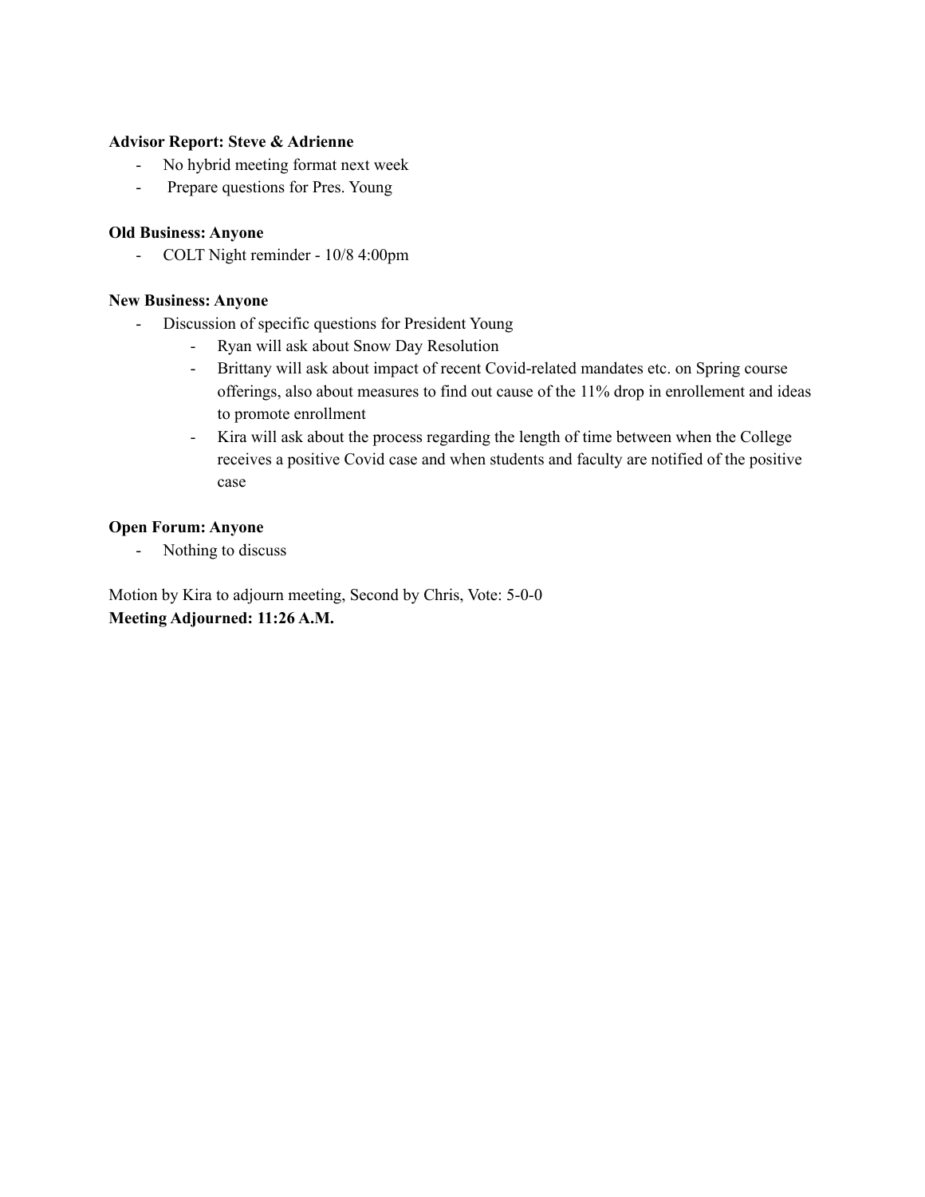**Advisor Report: Steve & Adrienne**

- No hybrid meeting format next week
- Prepare questions for Pres. Young

**Old Business: Anyone**

- COLT Night reminder - 10/8 4:00pm

**New Business: Anyone**

- Discussion of specific questions for President Young
  - Ryan will ask about Snow Day Resolution
  - Brittany will ask about impact of recent Covid-related mandates etc. on Spring course offerings, also about measures to find out cause of the 11% drop in enrollement and ideas to promote enrollment
  - Kira will ask about the process regarding the length of time between when the College receives a positive Covid case and when students and faculty are notified of the positive case

**Open Forum: Anyone**

- Nothing to discuss

Motion by Kira to adjourn meeting, Second by Chris, Vote: 5-0-0

**Meeting Adjourned: 11:26 A.M.**